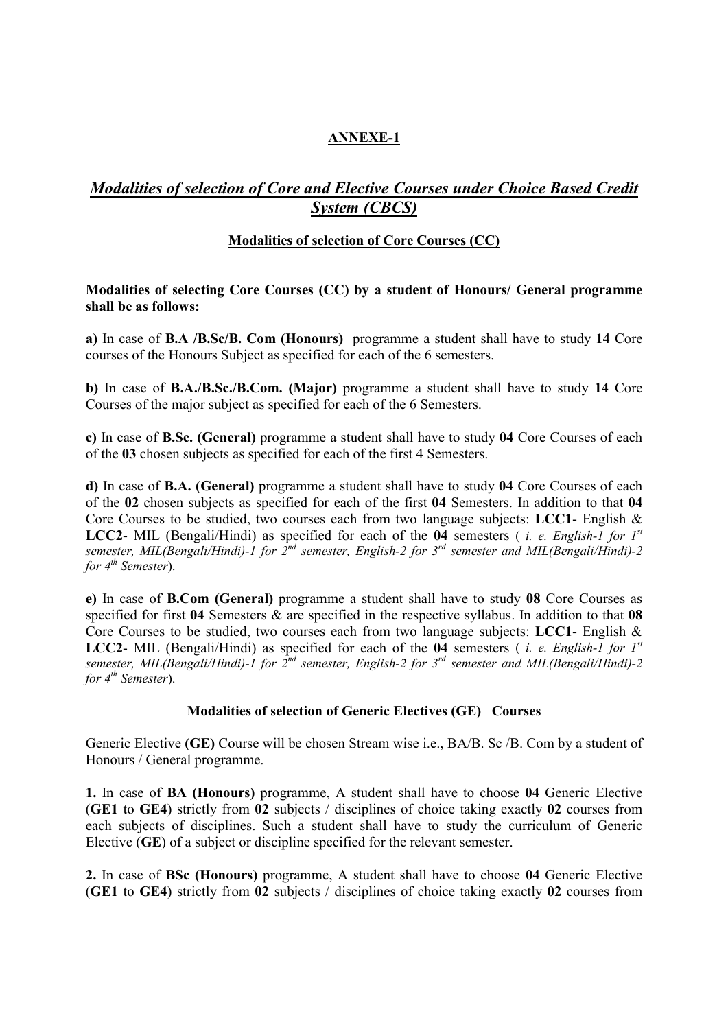## ANNEXE-1

## *Modalities of selection of Core and Elective Courses under Choice Based Credit System (CBCS)*

### Modalities of selection of Core Courses (CC)

**Modalities of selecting Core Courses (CC) by a student of Honours/ General programme shall be as follows:**

**a)** In case of **B.A /B.Sc/B. Com (Honours)** programme a student shall have to study **14** Core courses of the Honours Subject as specified for each of the 6 semesters.

**b)** In case of **B.A./B.Sc./B.Com. (Major)** programme a student shall have to study **14** Core Courses of the major subject as specified for each of the 6 Semesters.

**c)** In case of **B.Sc. (General)** programme a student shall have to study **04** Core Courses of each of the **03** chosen subjects as specified for each of the first 4 Semesters.

**d)** In case of **B.A. (General)** programme a student shall have to study **04** Core Courses of each of the **02** chosen subjects as specified for each of the first **04** Semesters. In addition to that **04** Core Courses to be studied, two courses each from two language subjects: **LCC1**- English & **LCC2**- MIL (Bengali/Hindi) as specified for each of the **04** semesters ( *i. e. English-1 for 1st semester, MIL(Bengali/Hindi)-1 for 2nd semester, English-2 for 3rd semester and MIL(Bengali/Hindi)-2 for 4th Semester*).

**e)** In case of **B.Com (General)** programme a student shall have to study **08** Core Courses as specified for first **04** Semesters & are specified in the respective syllabus. In addition to that **08** Core Courses to be studied, two courses each from two language subjects: **LCC1**- English & **LCC2**- MIL (Bengali/Hindi) as specified for each of the **04** semesters ( *i. e. English-1 for 1st semester, MIL(Bengali/Hindi)-1 for 2nd semester, English-2 for 3rd semester and MIL(Bengali/Hindi)-2 for 4th Semester*).

### Modalities of selection of Generic Electives (GE) Courses

Generic Elective **(GE)** Course will be chosen Stream wise i.e., BA/B. Sc /B. Com by a student of Honours / General programme.

**1.** In case of **BA (Honours)** programme, A student shall have to choose **04** Generic Elective (**GE1** to **GE4**) strictly from **02** subjects / disciplines of choice taking exactly **02** courses from each subjects of disciplines. Such a student shall have to study the curriculum of Generic Elective (**GE**) of a subject or discipline specified for the relevant semester.

**2.** In case of **BSc (Honours)** programme, A student shall have to choose **04** Generic Elective (**GE1** to **GE4**) strictly from **02** subjects / disciplines of choice taking exactly **02** courses from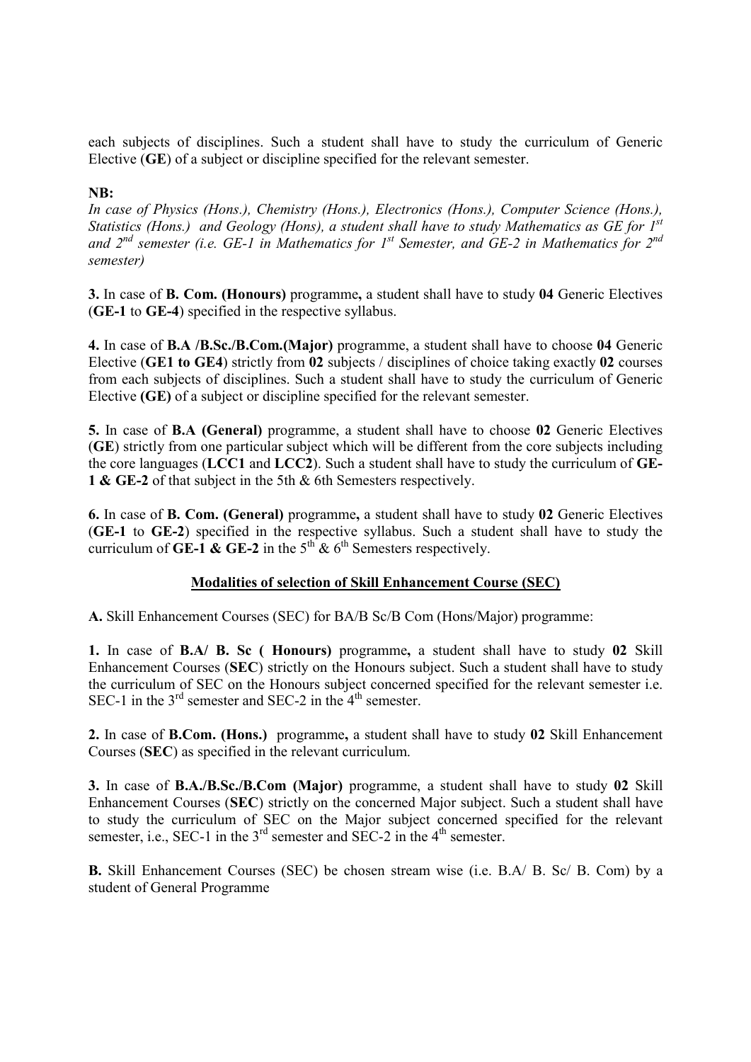each subjects of disciplines. Such a student shall have to study the curriculum of Generic Elective (**GE**) of a subject or discipline specified for the relevant semester.

**NB:**

*In case of Physics (Hons.), Chemistry (Hons.), Electronics (Hons.), Computer Science (Hons.), Statistics (Hons.) and Geology (Hons), a student shall have to study Mathematics as GE for 1st and 2nd semester (i.e. GE-1 in Mathematics for 1st Semester, and GE-2 in Mathematics for 2nd semester)*

**3.** In case of **B. Com. (Honours)** programme**,** a student shall have to study **04** Generic Electives (**GE-1** to **GE-4**) specified in the respective syllabus.

**4.** In case of **B.A /B.Sc./B.Com.(Major)** programme, a student shall have to choose **04** Generic Elective (**GE1 to GE4**) strictly from **02** subjects / disciplines of choice taking exactly **02** courses from each subjects of disciplines. Such a student shall have to study the curriculum of Generic Elective **(GE)** of a subject or discipline specified for the relevant semester.

**5.** In case of **B.A (General)** programme, a student shall have to choose **02** Generic Electives (**GE**) strictly from one particular subject which will be different from the core subjects including the core languages (**LCC1** and **LCC2**). Such a student shall have to study the curriculum of **GE-1 & GE-2** of that subject in the 5th & 6th Semesters respectively.

**6.** In case of **B. Com. (General)** programme**,** a student shall have to study **02** Generic Electives (**GE-1** to **GE-2**) specified in the respective syllabus. Such a student shall have to study the curriculum of **GE-1 & GE-2** in the 5th & 6th Semesters respectively.

## Modalities of selection of Skill Enhancement Course (SEC)

**A.** Skill Enhancement Courses (SEC) for BA/B Sc/B Com (Hons/Major) programme:

**1.** In case of **B.A/ B. Sc ( Honours)** programme**,** a student shall have to study **02** Skill Enhancement Courses (**SEC**) strictly on the Honours subject. Such a student shall have to study the curriculum of SEC on the Honours subject concerned specified for the relevant semester i.e. SEC-1 in the 3rd semester and SEC-2 in the 4th semester.

**2.** In case of **B.Com. (Hons.)** programme**,** a student shall have to study **02** Skill Enhancement Courses (**SEC**) as specified in the relevant curriculum.

**3.** In case of **B.A./B.Sc./B.Com (Major)** programme, a student shall have to study **02** Skill Enhancement Courses (**SEC**) strictly on the concerned Major subject. Such a student shall have to study the curriculum of SEC on the Major subject concerned specified for the relevant semester, i.e., SEC-1 in the 3rd semester and SEC-2 in the 4th semester.

**B.** Skill Enhancement Courses (SEC) be chosen stream wise (i.e. B.A/ B. Sc/ B. Com) by a student of General Programme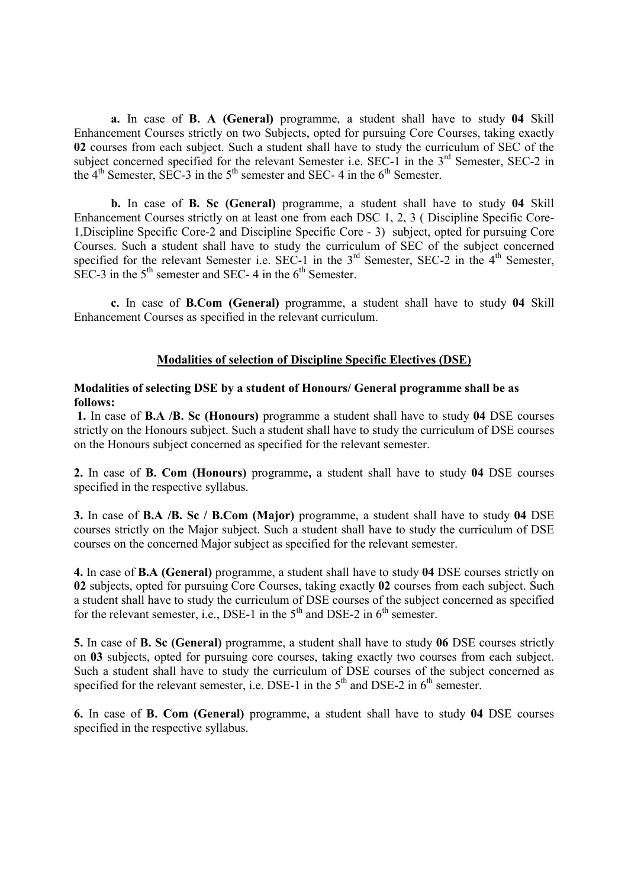**a.** In case of **B. A (General)** programme, a student shall have to study **04** Skill Enhancement Courses strictly on two Subjects, opted for pursuing Core Courses, taking exactly **02** courses from each subject. Such a student shall have to study the curriculum of SEC of the subject concerned specified for the relevant Semester i.e. SEC-1 in the 3rd Semester, SEC-2 in the 4th Semester, SEC-3 in the 5th semester and SEC- 4 in the 6th Semester.

**b.** In case of **B. Sc (General)** programme, a student shall have to study **04** Skill Enhancement Courses strictly on at least one from each DSC 1, 2, 3 ( Discipline Specific Core-1,Discipline Specific Core-2 and Discipline Specific Core - 3) subject, opted for pursuing Core Courses. Such a student shall have to study the curriculum of SEC of the subject concerned specified for the relevant Semester i.e. SEC-1 in the 3rd Semester, SEC-2 in the 4th Semester, SEC-3 in the 5th semester and SEC- 4 in the 6th Semester.

**c.** In case of **B.Com (General)** programme, a student shall have to study **04** Skill Enhancement Courses as specified in the relevant curriculum.

## Modalities of selection of Discipline Specific Electives (DSE)

**Modalities of selecting DSE by a student of Honours/ General programme shall be as follows:**

**1.** In case of **B.A /B. Sc (Honours)** programme a student shall have to study **04** DSE courses strictly on the Honours subject. Such a student shall have to study the curriculum of DSE courses on the Honours subject concerned as specified for the relevant semester.

**2.** In case of **B. Com (Honours)** programme**,** a student shall have to study **04** DSE courses specified in the respective syllabus.

**3.** In case of **B.A /B. Sc / B.Com (Major)** programme, a student shall have to study **04** DSE courses strictly on the Major subject. Such a student shall have to study the curriculum of DSE courses on the concerned Major subject as specified for the relevant semester.

**4.** In case of **B.A (General)** programme, a student shall have to study **04** DSE courses strictly on **02** subjects, opted for pursuing Core Courses, taking exactly **02** courses from each subject. Such a student shall have to study the curriculum of DSE courses of the subject concerned as specified for the relevant semester, i.e., DSE-1 in the 5th and DSE-2 in 6th semester.

**5.** In case of **B. Sc (General)** programme, a student shall have to study **06** DSE courses strictly on **03** subjects, opted for pursuing core courses, taking exactly two courses from each subject. Such a student shall have to study the curriculum of DSE courses of the subject concerned as specified for the relevant semester, i.e. DSE-1 in the 5th and DSE-2 in 6th semester.

**6.** In case of **B. Com (General)** programme, a student shall have to study **04** DSE courses specified in the respective syllabus.